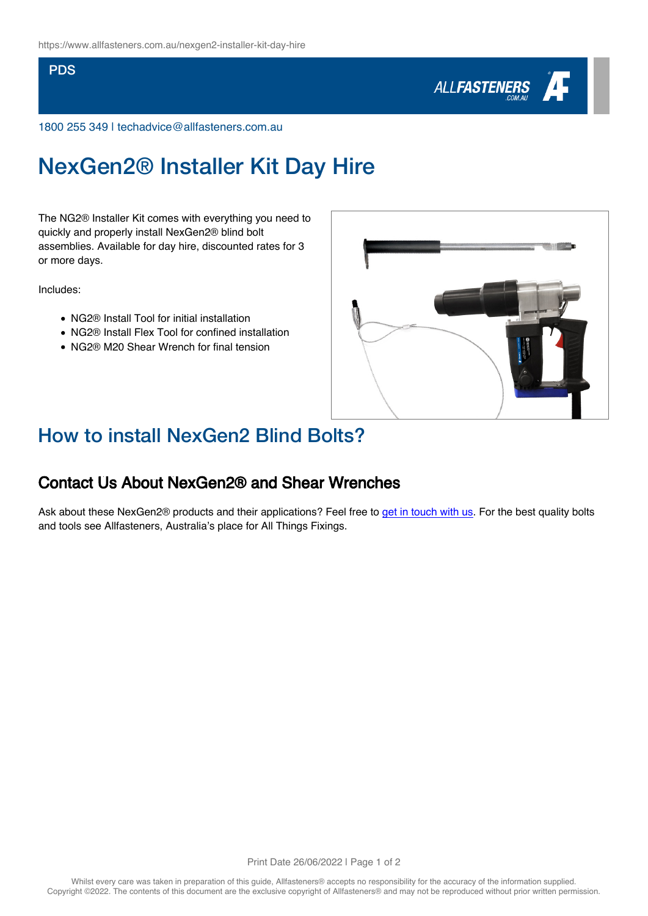PDS

1800 255 349 | techadvice@allfasteners.com.au

# NexGen2® Installer Kit Day Hire

The NG2® Installer Kit comes with everything you need to quickly and properly install NexGen2® blind bolt assemblies. Available for day hire, discounted rates for 3 or more days.

Includes:

- NG2® Install Tool for initial installation
- NG2® Install Flex Tool for confined installation
- NG2® M20 Shear Wrench for final tension

## How to install NexGen2 Blind Bolts?

### Contact Us About NexGen2® and Shear Wrenches

Ask about these NexGen2® products and their applications? Feel free to get in touch with us. For the best quality bolts and tools see Allfasteners, Australia's place for All Things Fixings.

Whilst every care was taken in preparation of this guide, Allfasteners® accepts no responsibility for the accuracy of the information supplied.
Copyright ©2022. The contents of this document are the exclusive copyright of Allfasteners® and may not be reproduced without prior written permission.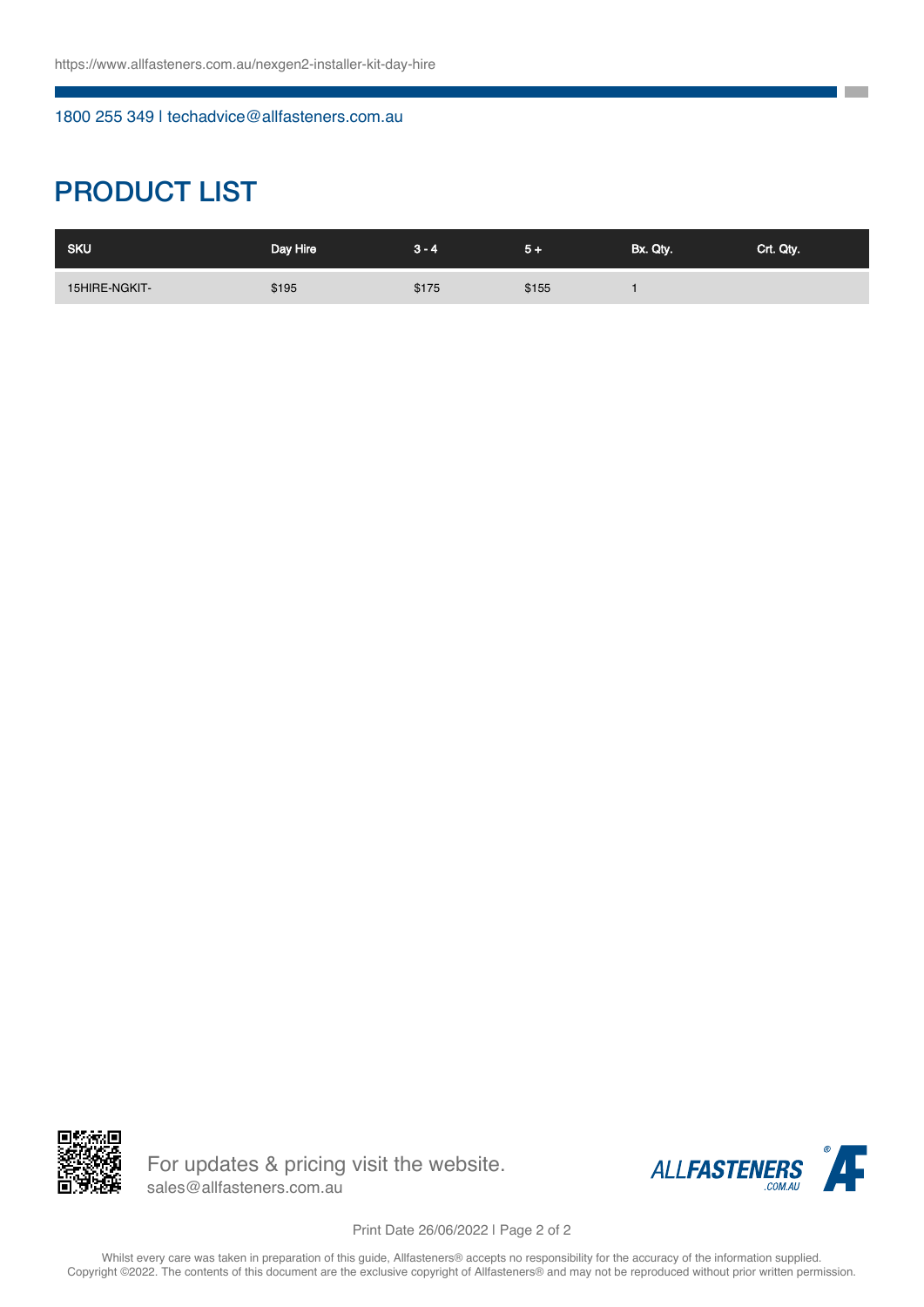# PRODUCT LIST

| SKU | Day Hire | 3 - 4 | 5 + | Bx. Qty. | Crt. Qty. |
|---|---|---|---|---|---|
| 15HIRE-NGKIT- | $195 | $175 | $155 | 1 | |

For updates & pricing visit the website.
sales@allfasteners.com.au

Whilst every care was taken in preparation of this guide, Allfasteners® accepts no responsibility for the accuracy of the information supplied.
Copyright ©2022. The contents of this document are the exclusive copyright of Allfasteners® and may not be reproduced without prior written permission.